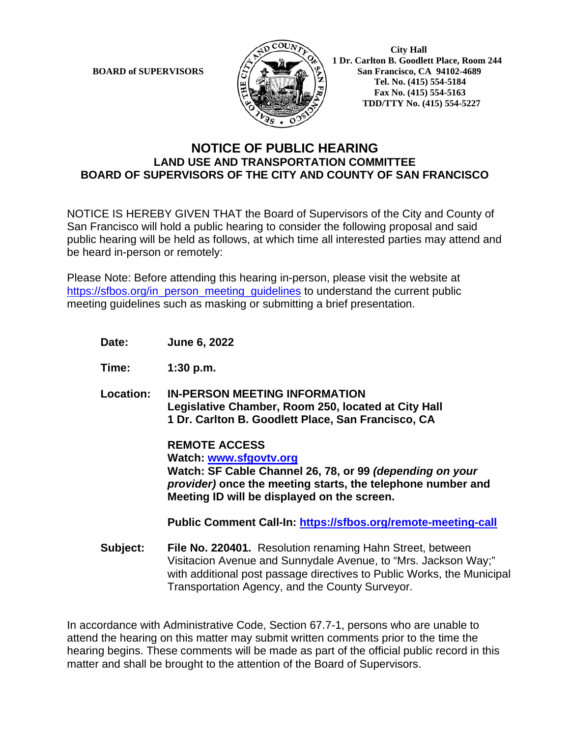**BOARD of SUPERVISORS**

**City Hall**
**1 Dr. Carlton B. Goodlett Place, Room 244**
**San Francisco, CA 94102-4689**
**Tel. No. (415) 554-5184**
**Fax No. (415) 554-5163**
**TDD/TTY No. (415) 554-5227**

# NOTICE OF PUBLIC HEARING
## LAND USE AND TRANSPORTATION COMMITTEE
## BOARD OF SUPERVISORS OF THE CITY AND COUNTY OF SAN FRANCISCO

NOTICE IS HEREBY GIVEN THAT the Board of Supervisors of the City and County of San Francisco will hold a public hearing to consider the following proposal and said public hearing will be held as follows, at which time all interested parties may attend and be heard in-person or remotely:

Please Note: Before attending this hearing in-person, please visit the website at https://sfbos.org/in_person_meeting_guidelines to understand the current public meeting guidelines such as masking or submitting a brief presentation.

**Date:** **June 6, 2022**

**Time:** **1:30 p.m.**

**Location:** **IN-PERSON MEETING INFORMATION**
**Legislative Chamber, Room 250, located at City Hall**
**1 Dr. Carlton B. Goodlett Place, San Francisco, CA**

**REMOTE ACCESS**
**Watch: www.sfgovtv.org**
**Watch: SF Cable Channel 26, 78, or 99 *(depending on your provider)* once the meeting starts, the telephone number and Meeting ID will be displayed on the screen.**

**Public Comment Call-In: https://sfbos.org/remote-meeting-call**

**Subject:** **File No. 220401.** Resolution renaming Hahn Street, between Visitacion Avenue and Sunnydale Avenue, to "Mrs. Jackson Way;" with additional post passage directives to Public Works, the Municipal Transportation Agency, and the County Surveyor.

In accordance with Administrative Code, Section 67.7-1, persons who are unable to attend the hearing on this matter may submit written comments prior to the time the hearing begins. These comments will be made as part of the official public record in this matter and shall be brought to the attention of the Board of Supervisors.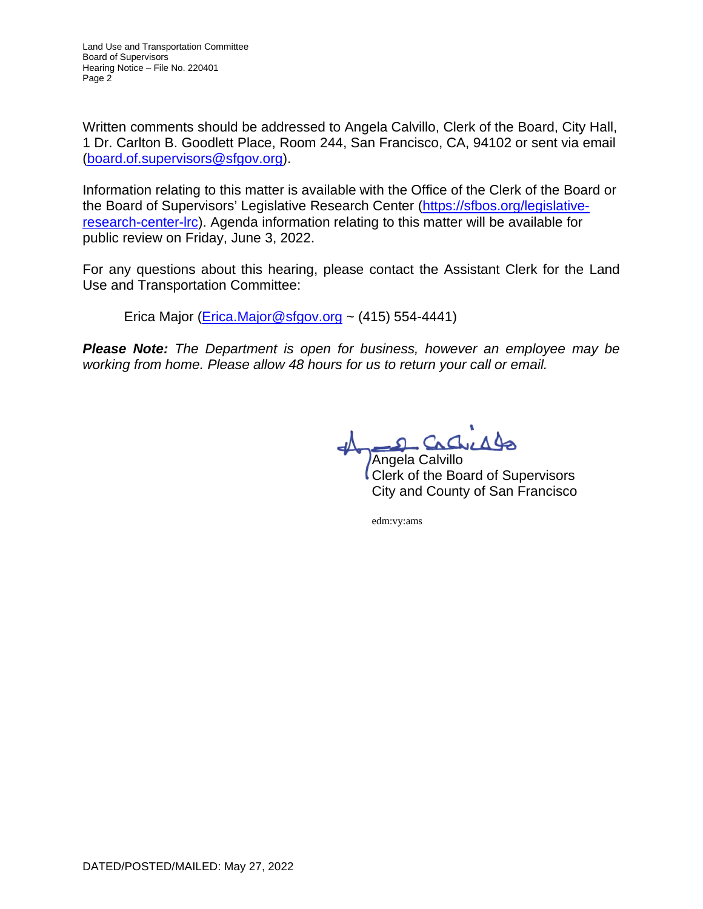Written comments should be addressed to Angela Calvillo, Clerk of the Board, City Hall, 1 Dr. Carlton B. Goodlett Place, Room 244, San Francisco, CA, 94102 or sent via email (board.of.supervisors@sfgov.org).

Information relating to this matter is available with the Office of the Clerk of the Board or the Board of Supervisors' Legislative Research Center (https://sfbos.org/legislative-research-center-lrc). Agenda information relating to this matter will be available for public review on Friday, June 3, 2022.

For any questions about this hearing, please contact the Assistant Clerk for the Land Use and Transportation Committee:

Erica Major (Erica.Major@sfgov.org ~ (415) 554-4441)

***Please Note:*** *The Department is open for business, however an employee may be working from home. Please allow 48 hours for us to return your call or email.*

Angela Calvillo
Clerk of the Board of Supervisors
City and County of San Francisco

edm:vy:ams

DATED/POSTED/MAILED: May 27, 2022